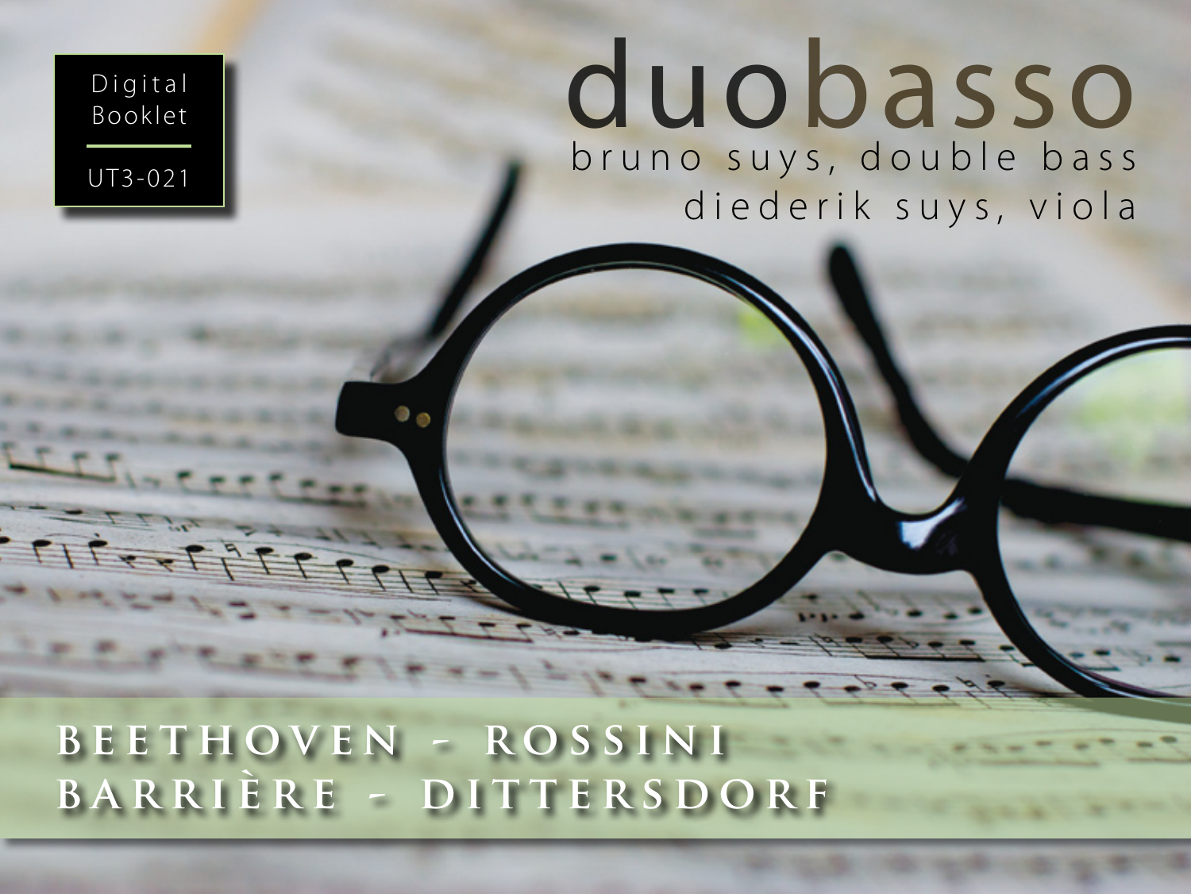Digital Booklet

UT3-021

# duobasso

bruno suys, double bass

diederik suys, viola

**BEETHOVEN - ROSSINI**

**BARRIÈRE - DITTERSDORF**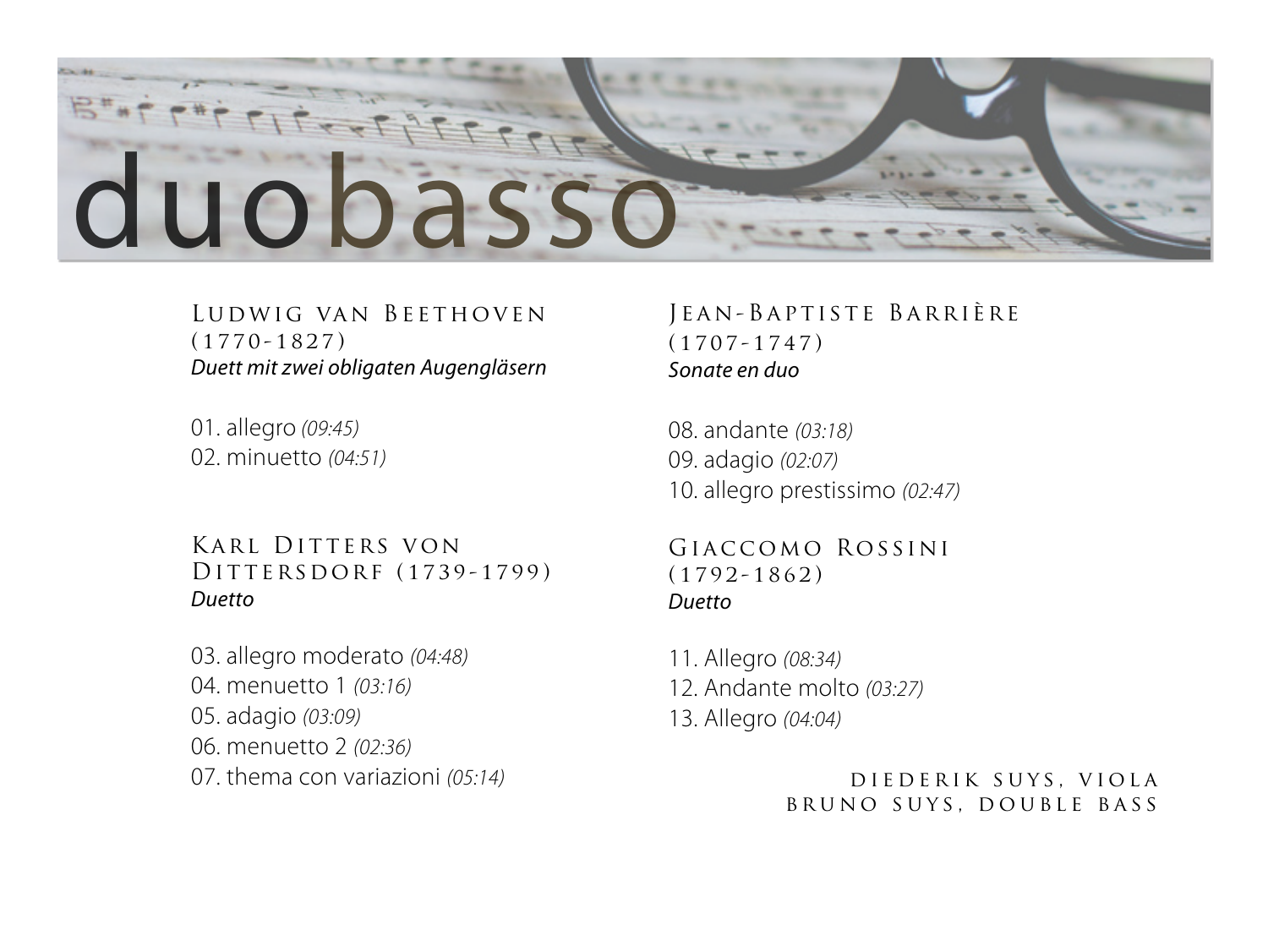# duobasso

## Ludwig van Beethoven (1770-1827)

*Duett mit zwei obligaten Augengläsern*

01. allegro *(09:45)*
02. minuetto *(04:51)*

## Karl Ditters von Dittersdorf (1739-1799)

*Duetto*

03. allegro moderato *(04:48)*
04. menuetto 1 *(03:16)*
05. adagio *(03:09)*
06. menuetto 2 *(02:36)*
07. thema con variazioni *(05:14)*

## Jean-Baptiste Barrière (1707-1747)

*Sonate en duo*

08. andante *(03:18)*
09. adagio *(02:07)*
10. allegro prestissimo *(02:47)*

## Giaccomo Rossini (1792-1862)

*Duetto*

11. Allegro *(08:34)*
12. Andante molto *(03:27)*
13. Allegro *(04:04)*

DIEDERIK SUYS, VIOLA
BRUNO SUYS, DOUBLE BASS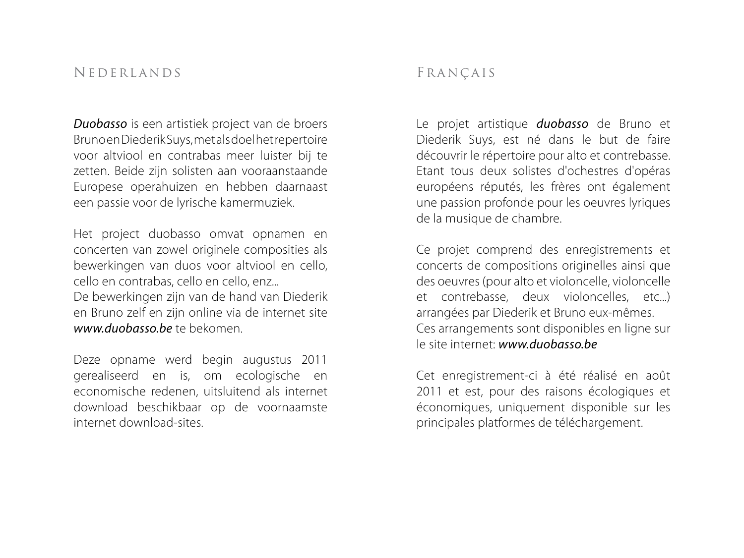## Nederlands

*Duobasso* is een artistiek project van de broers Bruno en Diederik Suys, met als doel het repertoire voor altviool en contrabas meer luister bij te zetten. Beide zijn solisten aan vooraanstaande Europese operahuizen en hebben daarnaast een passie voor de lyrische kamermuziek.

Het project duobasso omvat opnamen en concerten van zowel originele composities als bewerkingen van duos voor altviool en cello, cello en contrabas, cello en cello, enz...
De bewerkingen zijn van de hand van Diederik en Bruno zelf en zijn online via de internet site ***www.duobasso.be*** te bekomen.

Deze opname werd begin augustus 2011 gerealiseerd en is, om ecologische en economische redenen, uitsluitend als internet download beschikbaar op de voornaamste internet download-sites.

## Français

Le projet artistique ***duobasso*** de Bruno et Diederik Suys, est né dans le but de faire découvrir le répertoire pour alto et contrebasse. Etant tous deux solistes d'ochestres d'opéras européens réputés, les frères ont également une passion profonde pour les oeuvres lyriques de la musique de chambre.

Ce projet comprend des enregistrements et concerts de compositions originelles ainsi que des oeuvres (pour alto et violoncelle, violoncelle et contrebasse, deux violoncelles, etc...) arrangées par Diederik et Bruno eux-mêmes.
Ces arrangements sont disponibles en ligne sur le site internet: ***www.duobasso.be***

Cet enregistrement-ci à été réalisé en août 2011 et est, pour des raisons écologiques et économiques, uniquement disponible sur les principales platformes de téléchargement.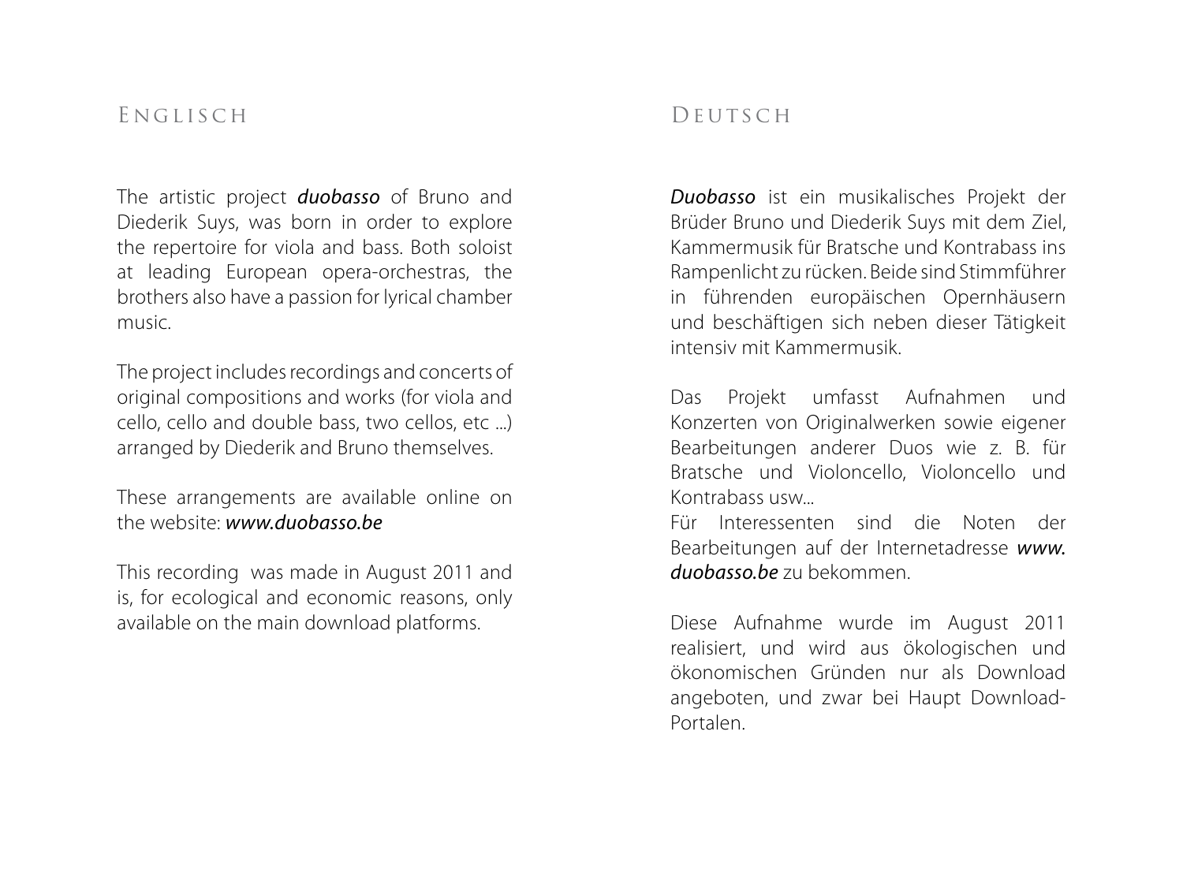## Englisch

The artistic project ***duobasso*** of Bruno and Diederik Suys, was born in order to explore the repertoire for viola and bass. Both soloist at leading European opera-orchestras, the brothers also have a passion for lyrical chamber music.

The project includes recordings and concerts of original compositions and works (for viola and cello, cello and double bass, two cellos, etc ...) arranged by Diederik and Bruno themselves.

These arrangements are available online on the website: ***www.duobasso.be***

This recording was made in August 2011 and is, for ecological and economic reasons, only available on the main download platforms.

## Deutsch

***Duobasso*** ist ein musikalisches Projekt der Brüder Bruno und Diederik Suys mit dem Ziel, Kammermusik für Bratsche und Kontrabass ins Rampenlicht zu rücken. Beide sind Stimmführer in führenden europäischen Opernhäusern und beschäftigen sich neben dieser Tätigkeit intensiv mit Kammermusik.

Das Projekt umfasst Aufnahmen und Konzerten von Originalwerken sowie eigener Bearbeitungen anderer Duos wie z. B. für Bratsche und Violoncello, Violoncello und Kontrabass usw...
Für Interessenten sind die Noten der Bearbeitungen auf der Internetadresse ***www.duobasso.be*** zu bekommen.

Diese Aufnahme wurde im August 2011 realisiert, und wird aus ökologischen und ökonomischen Gründen nur als Download angeboten, und zwar bei Haupt Download-Portalen.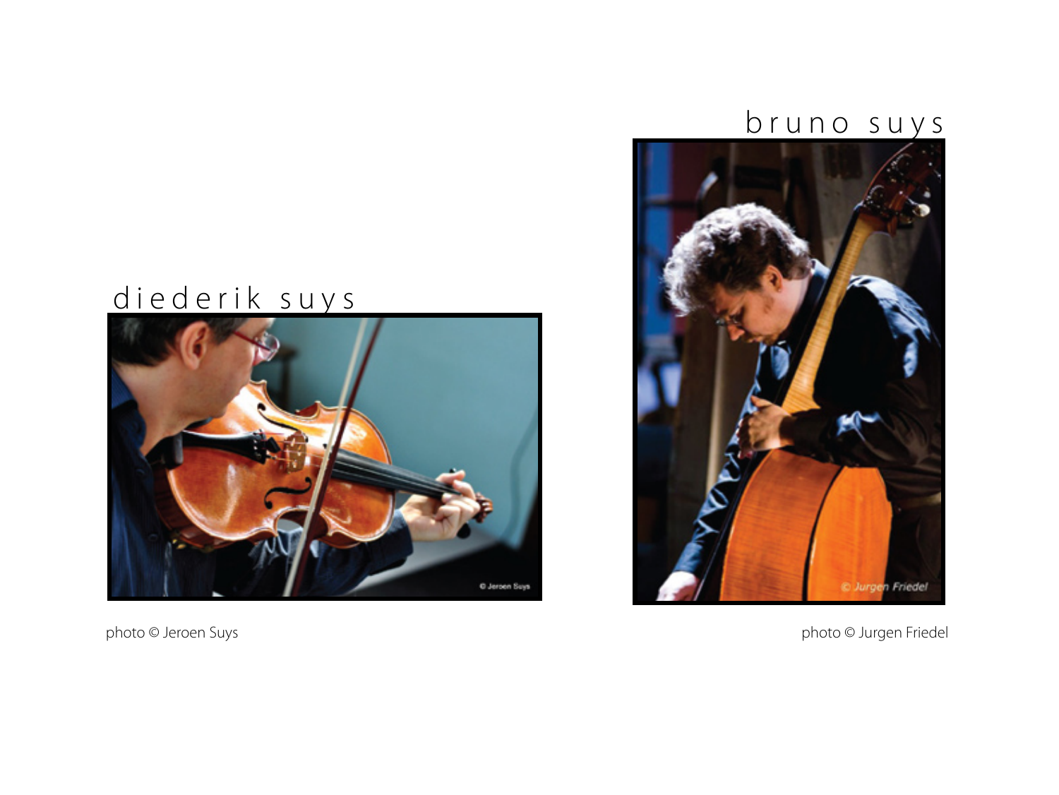diederik suys

photo © Jeroen Suys

bruno suys

photo © Jurgen Friedel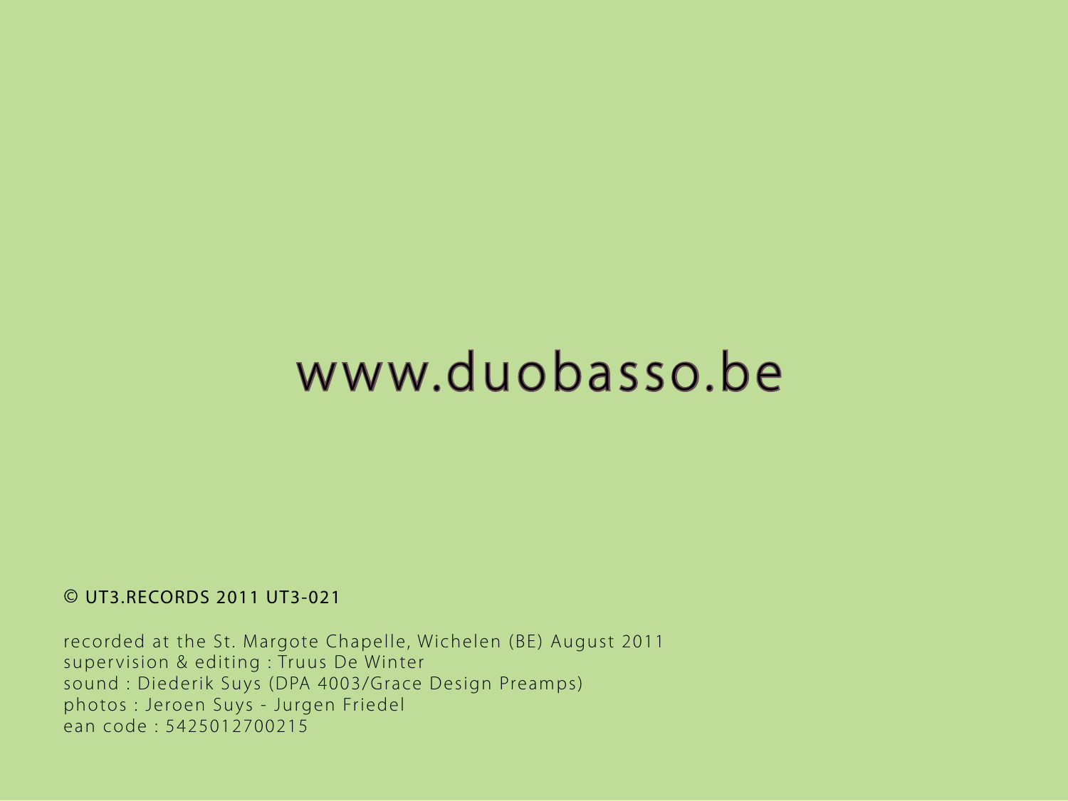www.duobasso.be

© UT3.RECORDS 2011 UT3-021

recorded at the St. Margote Chapelle, Wichelen (BE) August 2011
supervision & editing : Truus De Winter
sound : Diederik Suys (DPA 4003/Grace Design Preamps)
photos : Jeroen Suys - Jurgen Friedel
ean code : 5425012700215